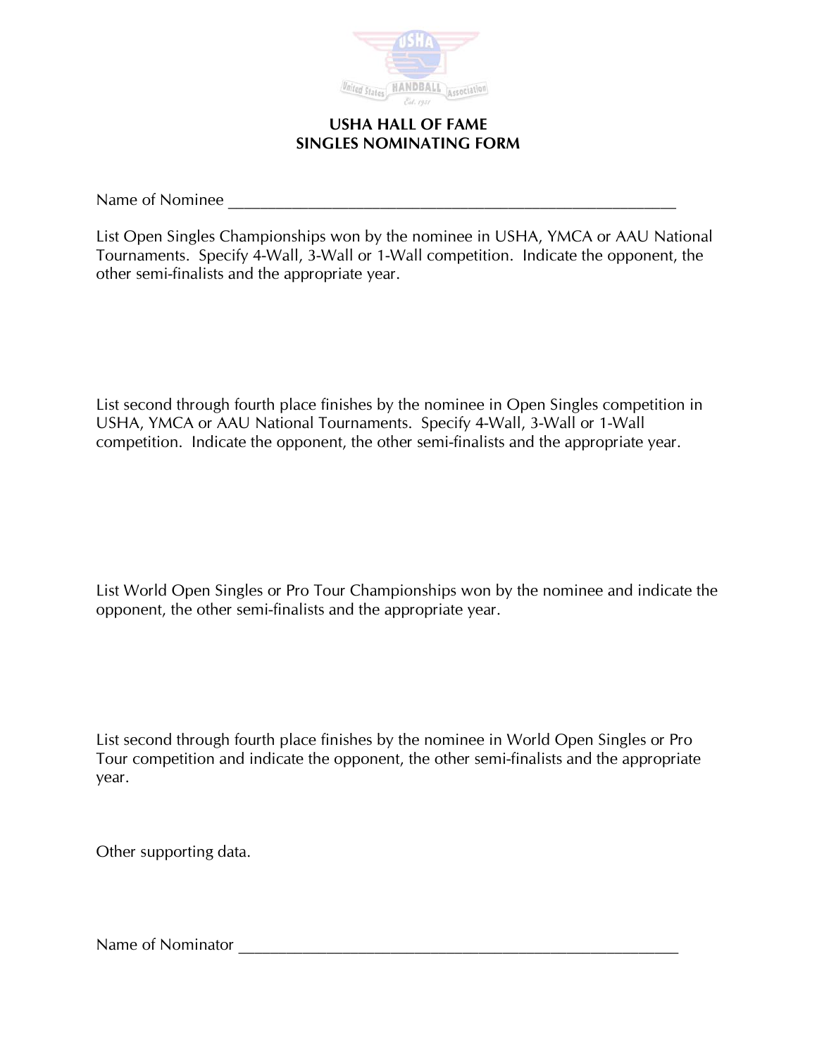# USHA HALL OF FAME
# SINGLES NOMINATING FORM

Name of Nominee ________________________________________________________

List Open Singles Championships won by the nominee in USHA, YMCA or AAU National Tournaments. Specify 4-Wall, 3-Wall or 1-Wall competition. Indicate the opponent, the other semi-finalists and the appropriate year.

List second through fourth place finishes by the nominee in Open Singles competition in USHA, YMCA or AAU National Tournaments. Specify 4-Wall, 3-Wall or 1-Wall competition. Indicate the opponent, the other semi-finalists and the appropriate year.

List World Open Singles or Pro Tour Championships won by the nominee and indicate the opponent, the other semi-finalists and the appropriate year.

List second through fourth place finishes by the nominee in World Open Singles or Pro Tour competition and indicate the opponent, the other semi-finalists and the appropriate year.

Other supporting data.

Name of Nominator ________________________________________________________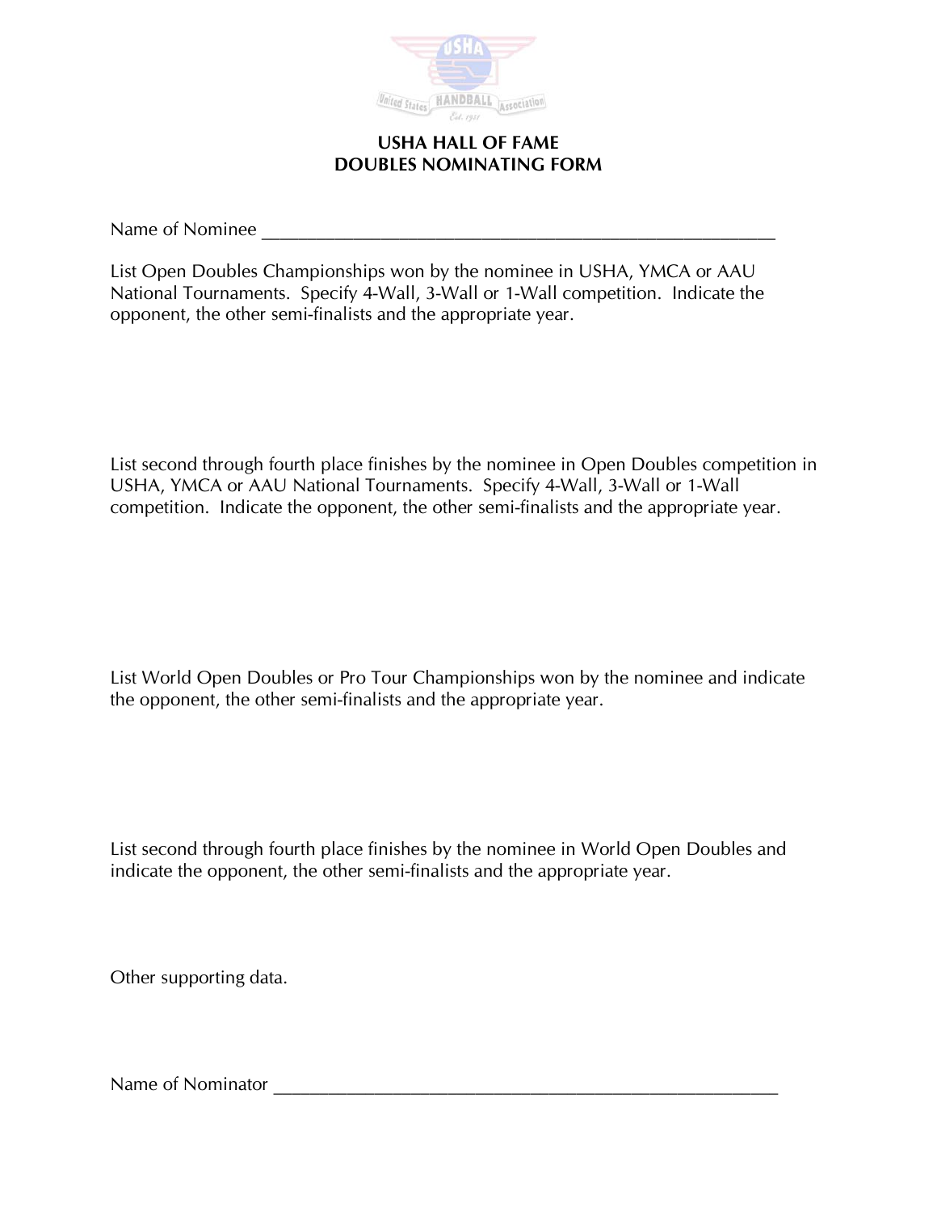# USHA HALL OF FAME
# DOUBLES NOMINATING FORM

Name of Nominee ________________________________________________________

List Open Doubles Championships won by the nominee in USHA, YMCA or AAU National Tournaments. Specify 4-Wall, 3-Wall or 1-Wall competition. Indicate the opponent, the other semi-finalists and the appropriate year.

List second through fourth place finishes by the nominee in Open Doubles competition in USHA, YMCA or AAU National Tournaments. Specify 4-Wall, 3-Wall or 1-Wall competition. Indicate the opponent, the other semi-finalists and the appropriate year.

List World Open Doubles or Pro Tour Championships won by the nominee and indicate the opponent, the other semi-finalists and the appropriate year.

List second through fourth place finishes by the nominee in World Open Doubles and indicate the opponent, the other semi-finalists and the appropriate year.

Other supporting data.

Name of Nominator ______________________________________________________